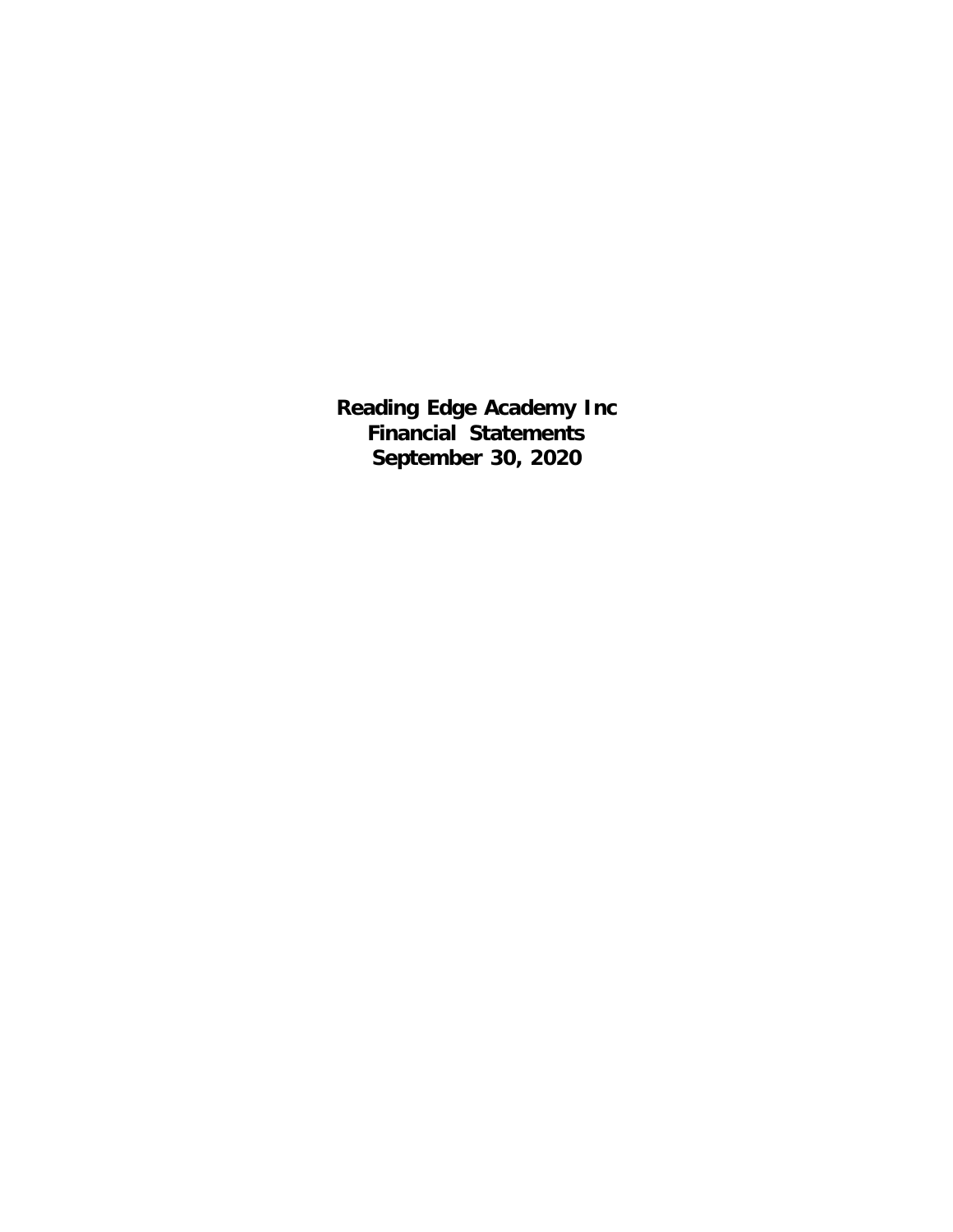# Reading Edge Academy Inc
# Financial Statements
# September 30, 2020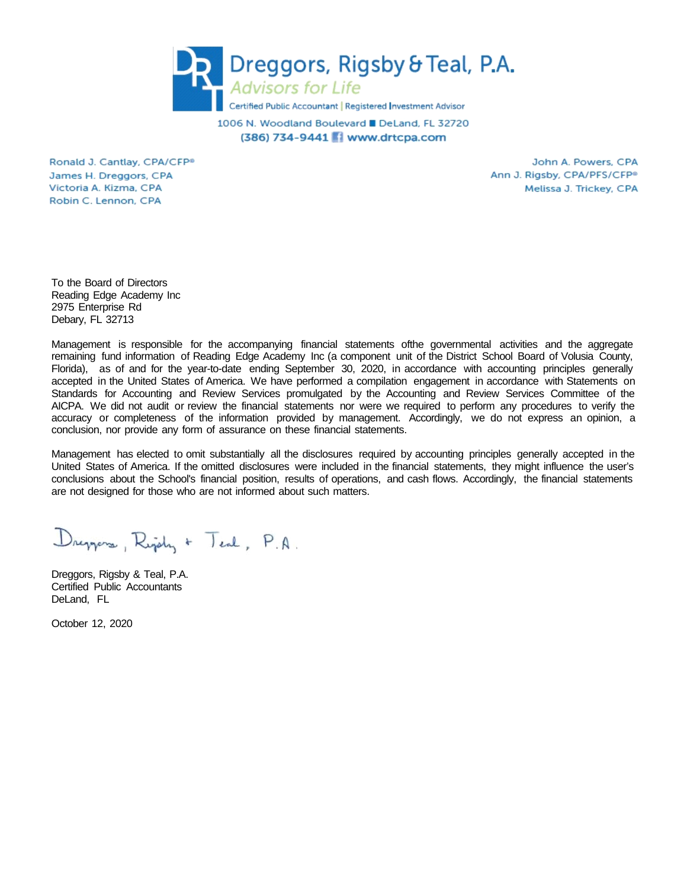# Dreggors, Rigsby & Teal, P.A.

*Advisors for Life*

Certified Public Accountant | Registered Investment Advisor

1006 N. Woodland Boulevard ■ DeLand, FL 32720

(386) 734-9441 www.drtcpa.com

Ronald J. Cantlay, CPA/CFP®
James H. Dreggors, CPA
Victoria A. Kizma, CPA
Robin C. Lennon, CPA

John A. Powers, CPA
Ann J. Rigsby, CPA/PFS/CFP®
Melissa J. Trickey, CPA

To the Board of Directors
Reading Edge Academy Inc
2975 Enterprise Rd
Debary, FL 32713

Management is responsible for the accompanying financial statements ofthe governmental activities and the aggregate remaining fund information of Reading Edge Academy Inc (a component unit of the District School Board of Volusia County, Florida), as of and for the year-to-date ending September 30, 2020, in accordance with accounting principles generally accepted in the United States of America. We have performed a compilation engagement in accordance with Statements on Standards for Accounting and Review Services promulgated by the Accounting and Review Services Committee of the AICPA. We did not audit or review the financial statements nor were we required to perform any procedures to verify the accuracy or completeness of the information provided by management. Accordingly, we do not express an opinion, a conclusion, nor provide any form of assurance on these financial statements.

Management has elected to omit substantially all the disclosures required by accounting principles generally accepted in the United States of America. If the omitted disclosures were included in the financial statements, they might influence the user's conclusions about the School's financial position, results of operations, and cash flows. Accordingly, the financial statements are not designed for those who are not informed about such matters.

Dreggors, Rigsby + Teal, P.A.

Dreggors, Rigsby & Teal, P.A.
Certified Public Accountants
DeLand, FL

October 12, 2020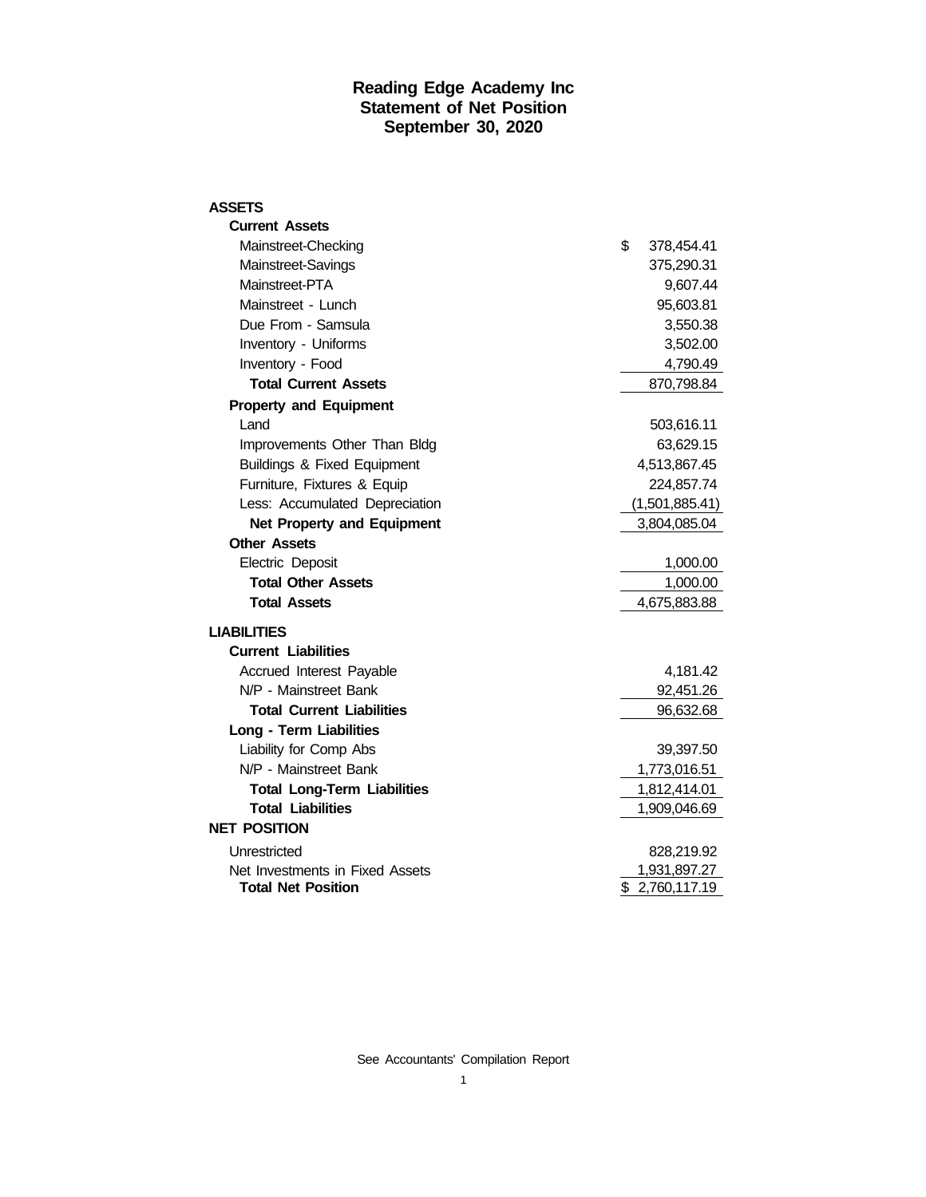# Reading Edge Academy Inc
## Statement of Net Position
### September 30, 2020

| | |
|---|---|
| **ASSETS** | |
| **Current Assets** | |
| Mainstreet-Checking | $ 378,454.41 |
| Mainstreet-Savings | 375,290.31 |
| Mainstreet-PTA | 9,607.44 |
| Mainstreet - Lunch | 95,603.81 |
| Due From - Samsula | 3,550.38 |
| Inventory - Uniforms | 3,502.00 |
| Inventory - Food | 4,790.49 |
| **Total Current Assets** | 870,798.84 |
| **Property and Equipment** | |
| Land | 503,616.11 |
| Improvements Other Than Bldg | 63,629.15 |
| Buildings & Fixed Equipment | 4,513,867.45 |
| Furniture, Fixtures & Equip | 224,857.74 |
| Less: Accumulated Depreciation | (1,501,885.41) |
| **Net Property and Equipment** | 3,804,085.04 |
| **Other Assets** | |
| Electric Deposit | 1,000.00 |
| **Total Other Assets** | 1,000.00 |
| **Total Assets** | 4,675,883.88 |
| **LIABILITIES** | |
| **Current Liabilities** | |
| Accrued Interest Payable | 4,181.42 |
| N/P - Mainstreet Bank | 92,451.26 |
| **Total Current Liabilities** | 96,632.68 |
| **Long - Term Liabilities** | |
| Liability for Comp Abs | 39,397.50 |
| N/P - Mainstreet Bank | 1,773,016.51 |
| **Total Long-Term Liabilities** | 1,812,414.01 |
| **Total Liabilities** | 1,909,046.69 |
| **NET POSITION** | |
| Unrestricted | 828,219.92 |
| Net Investments in Fixed Assets | 1,931,897.27 |
| **Total Net Position** | $ 2,760,117.19 |

See Accountants' Compilation Report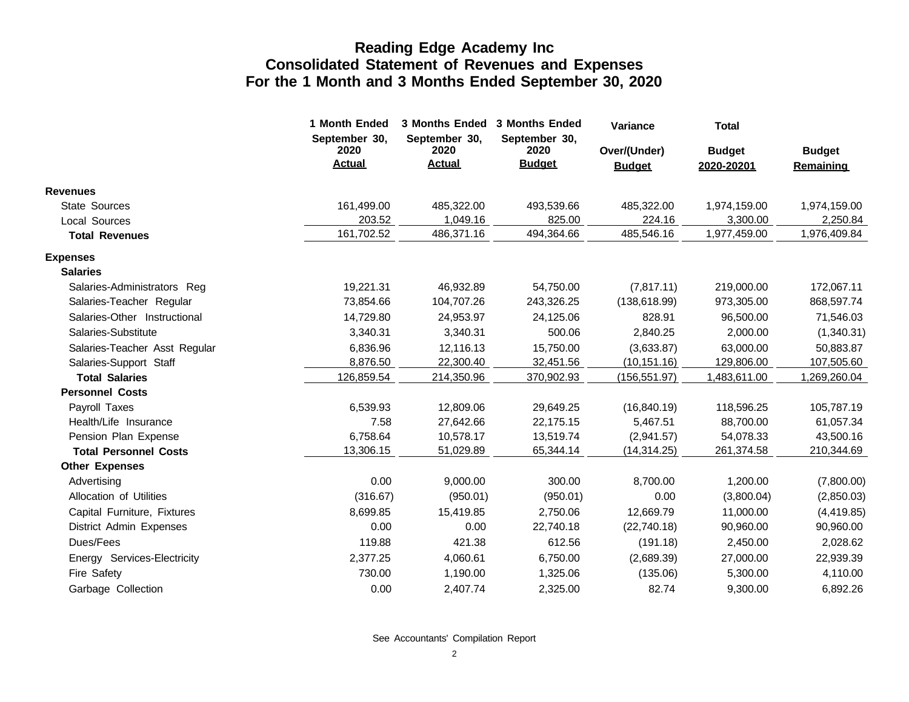# Reading Edge Academy Inc
## Consolidated Statement of Revenues and Expenses
## For the 1 Month and 3 Months Ended September 30, 2020

| | 1 Month Ended September 30, 2020 Actual | 3 Months Ended September 30, 2020 Actual | 3 Months Ended September 30, 2020 Budget | Variance Over/(Under) Budget | Total Budget 2020-20201 | Budget Remaining |
|---|---|---|---|---|---|---|
| **Revenues** | | | | | | |
| State Sources | 161,499.00 | 485,322.00 | 493,539.66 | 485,322.00 | 1,974,159.00 | 1,974,159.00 |
| Local Sources | 203.52 | 1,049.16 | 825.00 | 224.16 | 3,300.00 | 2,250.84 |
| **Total Revenues** | 161,702.52 | 486,371.16 | 494,364.66 | 485,546.16 | 1,977,459.00 | 1,976,409.84 |
| **Expenses** | | | | | | |
| **Salaries** | | | | | | |
| Salaries-Administrators Reg | 19,221.31 | 46,932.89 | 54,750.00 | (7,817.11) | 219,000.00 | 172,067.11 |
| Salaries-Teacher Regular | 73,854.66 | 104,707.26 | 243,326.25 | (138,618.99) | 973,305.00 | 868,597.74 |
| Salaries-Other Instructional | 14,729.80 | 24,953.97 | 24,125.06 | 828.91 | 96,500.00 | 71,546.03 |
| Salaries-Substitute | 3,340.31 | 3,340.31 | 500.06 | 2,840.25 | 2,000.00 | (1,340.31) |
| Salaries-Teacher Asst Regular | 6,836.96 | 12,116.13 | 15,750.00 | (3,633.87) | 63,000.00 | 50,883.87 |
| Salaries-Support Staff | 8,876.50 | 22,300.40 | 32,451.56 | (10,151.16) | 129,806.00 | 107,505.60 |
| **Total Salaries** | 126,859.54 | 214,350.96 | 370,902.93 | (156,551.97) | 1,483,611.00 | 1,269,260.04 |
| **Personnel Costs** | | | | | | |
| Payroll Taxes | 6,539.93 | 12,809.06 | 29,649.25 | (16,840.19) | 118,596.25 | 105,787.19 |
| Health/Life Insurance | 7.58 | 27,642.66 | 22,175.15 | 5,467.51 | 88,700.00 | 61,057.34 |
| Pension Plan Expense | 6,758.64 | 10,578.17 | 13,519.74 | (2,941.57) | 54,078.33 | 43,500.16 |
| **Total Personnel Costs** | 13,306.15 | 51,029.89 | 65,344.14 | (14,314.25) | 261,374.58 | 210,344.69 |
| **Other Expenses** | | | | | | |
| Advertising | 0.00 | 9,000.00 | 300.00 | 8,700.00 | 1,200.00 | (7,800.00) |
| Allocation of Utilities | (316.67) | (950.01) | (950.01) | 0.00 | (3,800.04) | (2,850.03) |
| Capital Furniture, Fixtures | 8,699.85 | 15,419.85 | 2,750.06 | 12,669.79 | 11,000.00 | (4,419.85) |
| District Admin Expenses | 0.00 | 0.00 | 22,740.18 | (22,740.18) | 90,960.00 | 90,960.00 |
| Dues/Fees | 119.88 | 421.38 | 612.56 | (191.18) | 2,450.00 | 2,028.62 |
| Energy Services-Electricity | 2,377.25 | 4,060.61 | 6,750.00 | (2,689.39) | 27,000.00 | 22,939.39 |
| Fire Safety | 730.00 | 1,190.00 | 1,325.06 | (135.06) | 5,300.00 | 4,110.00 |
| Garbage Collection | 0.00 | 2,407.74 | 2,325.00 | 82.74 | 9,300.00 | 6,892.26 |

See Accountants' Compilation Report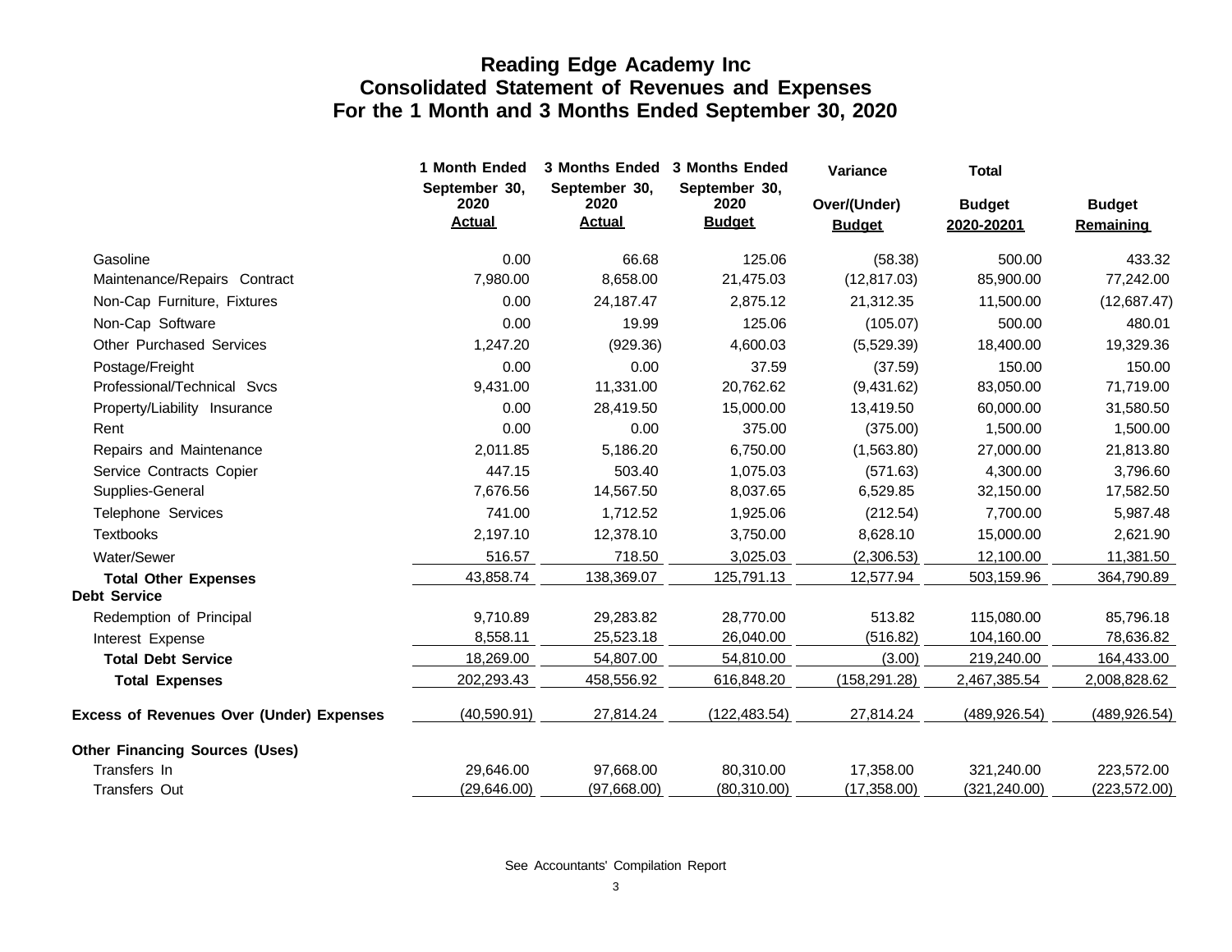# Reading Edge Academy Inc
## Consolidated Statement of Revenues and Expenses
## For the 1 Month and 3 Months Ended September 30, 2020

| | 1 Month Ended September 30, 2020 Actual | 3 Months Ended September 30, 2020 Actual | 3 Months Ended September 30, 2020 Budget | Variance Over/(Under) Budget | Total Budget 2020-20201 | Budget Remaining |
|---|---|---|---|---|---|---|
| Gasoline | 0.00 | 66.68 | 125.06 | (58.38) | 500.00 | 433.32 |
| Maintenance/Repairs Contract | 7,980.00 | 8,658.00 | 21,475.03 | (12,817.03) | 85,900.00 | 77,242.00 |
| Non-Cap Furniture, Fixtures | 0.00 | 24,187.47 | 2,875.12 | 21,312.35 | 11,500.00 | (12,687.47) |
| Non-Cap Software | 0.00 | 19.99 | 125.06 | (105.07) | 500.00 | 480.01 |
| Other Purchased Services | 1,247.20 | (929.36) | 4,600.03 | (5,529.39) | 18,400.00 | 19,329.36 |
| Postage/Freight | 0.00 | 0.00 | 37.59 | (37.59) | 150.00 | 150.00 |
| Professional/Technical Svcs | 9,431.00 | 11,331.00 | 20,762.62 | (9,431.62) | 83,050.00 | 71,719.00 |
| Property/Liability Insurance | 0.00 | 28,419.50 | 15,000.00 | 13,419.50 | 60,000.00 | 31,580.50 |
| Rent | 0.00 | 0.00 | 375.00 | (375.00) | 1,500.00 | 1,500.00 |
| Repairs and Maintenance | 2,011.85 | 5,186.20 | 6,750.00 | (1,563.80) | 27,000.00 | 21,813.80 |
| Service Contracts Copier | 447.15 | 503.40 | 1,075.03 | (571.63) | 4,300.00 | 3,796.60 |
| Supplies-General | 7,676.56 | 14,567.50 | 8,037.65 | 6,529.85 | 32,150.00 | 17,582.50 |
| Telephone Services | 741.00 | 1,712.52 | 1,925.06 | (212.54) | 7,700.00 | 5,987.48 |
| Textbooks | 2,197.10 | 12,378.10 | 3,750.00 | 8,628.10 | 15,000.00 | 2,621.90 |
| Water/Sewer | 516.57 | 718.50 | 3,025.03 | (2,306.53) | 12,100.00 | 11,381.50 |
| **Total Other Expenses** | 43,858.74 | 138,369.07 | 125,791.13 | 12,577.94 | 503,159.96 | 364,790.89 |
| **Debt Service** | | | | | | |
| Redemption of Principal | 9,710.89 | 29,283.82 | 28,770.00 | 513.82 | 115,080.00 | 85,796.18 |
| Interest Expense | 8,558.11 | 25,523.18 | 26,040.00 | (516.82) | 104,160.00 | 78,636.82 |
| **Total Debt Service** | 18,269.00 | 54,807.00 | 54,810.00 | (3.00) | 219,240.00 | 164,433.00 |
| **Total Expenses** | 202,293.43 | 458,556.92 | 616,848.20 | (158,291.28) | 2,467,385.54 | 2,008,828.62 |
| **Excess of Revenues Over (Under) Expenses** | (40,590.91) | 27,814.24 | (122,483.54) | 27,814.24 | (489,926.54) | (489,926.54) |
| **Other Financing Sources (Uses)** | | | | | | |
| Transfers In | 29,646.00 | 97,668.00 | 80,310.00 | 17,358.00 | 321,240.00 | 223,572.00 |
| Transfers Out | (29,646.00) | (97,668.00) | (80,310.00) | (17,358.00) | (321,240.00) | (223,572.00) |

See Accountants' Compilation Report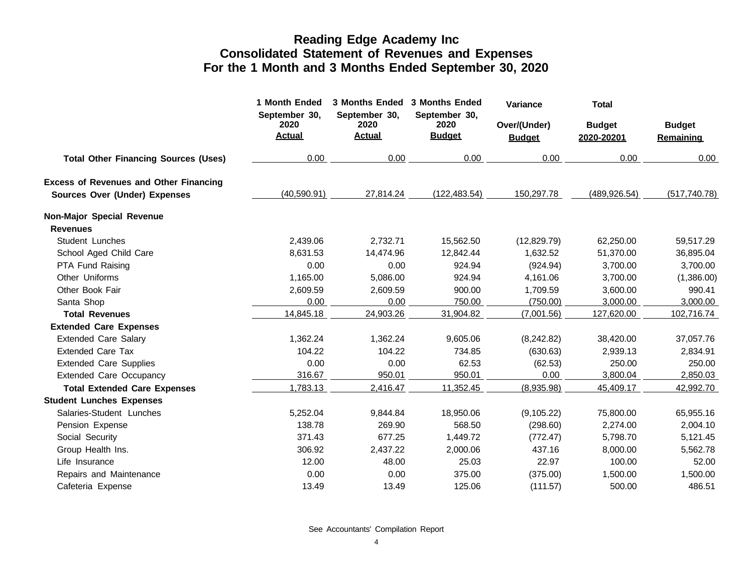# Reading Edge Academy Inc
## Consolidated Statement of Revenues and Expenses
### For the 1 Month and 3 Months Ended September 30, 2020

| | 1 Month Ended September 30, 2020 Actual | 3 Months Ended September 30, 2020 Actual | 3 Months Ended September 30, 2020 Budget | Variance Over/(Under) Budget | Total Budget 2020-20201 | Budget Remaining |
|---|---|---|---|---|---|---|
| **Total Other Financing Sources (Uses)** | 0.00 | 0.00 | 0.00 | 0.00 | 0.00 | 0.00 |
| **Excess of Revenues and Other Financing Sources Over (Under) Expenses** | (40,590.91) | 27,814.24 | (122,483.54) | 150,297.78 | (489,926.54) | (517,740.78) |
| **Non-Major Special Revenue** | | | | | | |
| **Revenues** | | | | | | |
| Student Lunches | 2,439.06 | 2,732.71 | 15,562.50 | (12,829.79) | 62,250.00 | 59,517.29 |
| School Aged Child Care | 8,631.53 | 14,474.96 | 12,842.44 | 1,632.52 | 51,370.00 | 36,895.04 |
| PTA Fund Raising | 0.00 | 0.00 | 924.94 | (924.94) | 3,700.00 | 3,700.00 |
| Other Uniforms | 1,165.00 | 5,086.00 | 924.94 | 4,161.06 | 3,700.00 | (1,386.00) |
| Other Book Fair | 2,609.59 | 2,609.59 | 900.00 | 1,709.59 | 3,600.00 | 990.41 |
| Santa Shop | 0.00 | 0.00 | 750.00 | (750.00) | 3,000.00 | 3,000.00 |
| **Total Revenues** | 14,845.18 | 24,903.26 | 31,904.82 | (7,001.56) | 127,620.00 | 102,716.74 |
| **Extended Care Expenses** | | | | | | |
| Extended Care Salary | 1,362.24 | 1,362.24 | 9,605.06 | (8,242.82) | 38,420.00 | 37,057.76 |
| Extended Care Tax | 104.22 | 104.22 | 734.85 | (630.63) | 2,939.13 | 2,834.91 |
| Extended Care Supplies | 0.00 | 0.00 | 62.53 | (62.53) | 250.00 | 250.00 |
| Extended Care Occupancy | 316.67 | 950.01 | 950.01 | 0.00 | 3,800.04 | 2,850.03 |
| **Total Extended Care Expenses** | 1,783.13 | 2,416.47 | 11,352.45 | (8,935.98) | 45,409.17 | 42,992.70 |
| **Student Lunches Expenses** | | | | | | |
| Salaries-Student Lunches | 5,252.04 | 9,844.84 | 18,950.06 | (9,105.22) | 75,800.00 | 65,955.16 |
| Pension Expense | 138.78 | 269.90 | 568.50 | (298.60) | 2,274.00 | 2,004.10 |
| Social Security | 371.43 | 677.25 | 1,449.72 | (772.47) | 5,798.70 | 5,121.45 |
| Group Health Ins. | 306.92 | 2,437.22 | 2,000.06 | 437.16 | 8,000.00 | 5,562.78 |
| Life Insurance | 12.00 | 48.00 | 25.03 | 22.97 | 100.00 | 52.00 |
| Repairs and Maintenance | 0.00 | 0.00 | 375.00 | (375.00) | 1,500.00 | 1,500.00 |
| Cafeteria Expense | 13.49 | 13.49 | 125.06 | (111.57) | 500.00 | 486.51 |

See Accountants' Compilation Report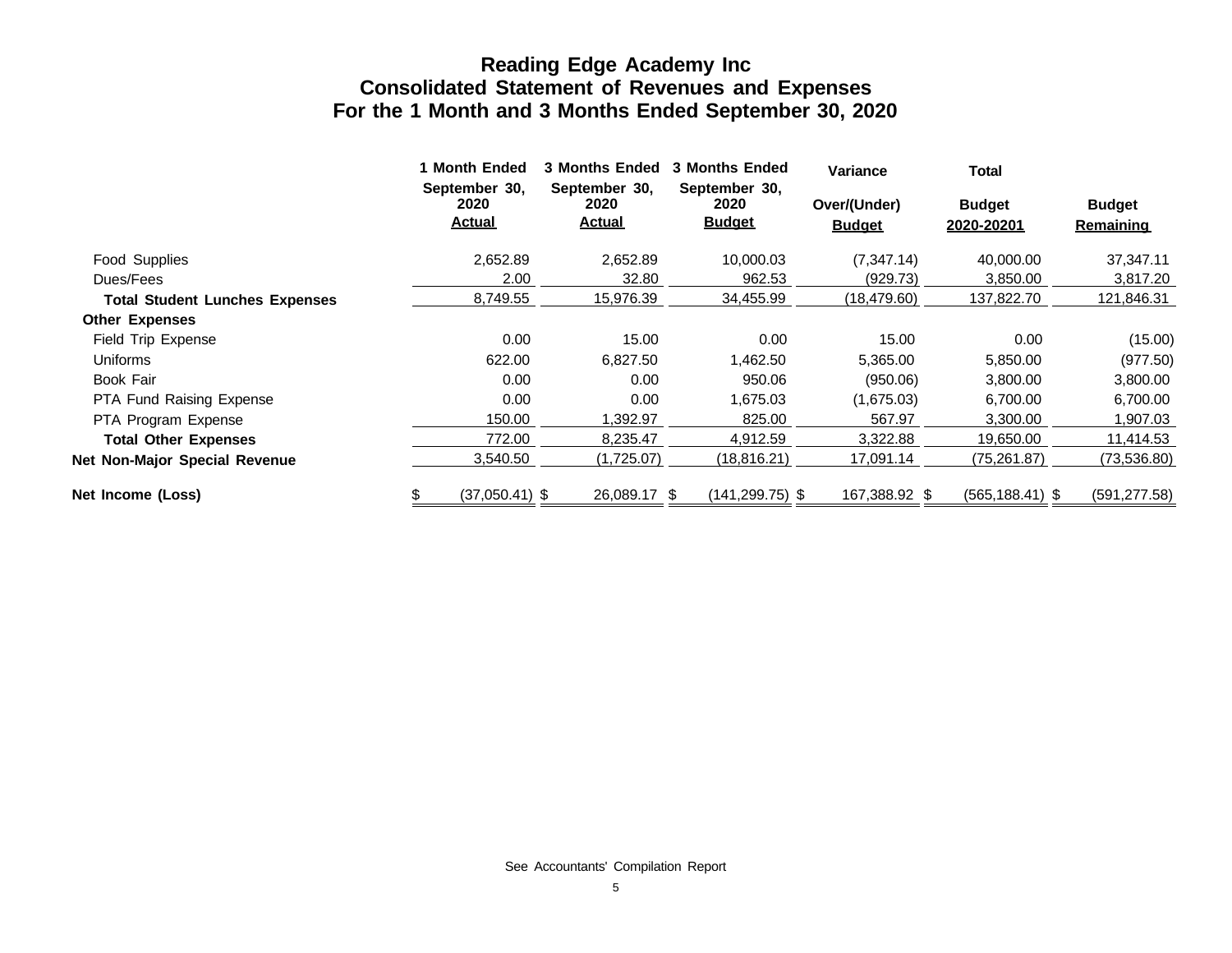# Reading Edge Academy Inc
## Consolidated Statement of Revenues and Expenses
## For the 1 Month and 3 Months Ended September 30, 2020

| | 1 Month Ended September 30, 2020 Actual | 3 Months Ended September 30, 2020 Actual | 3 Months Ended September 30, 2020 Budget | Variance Over/(Under) Budget | Total Budget 2020-20201 | Budget Remaining |
|---|---|---|---|---|---|---|
| Food Supplies | 2,652.89 | 2,652.89 | 10,000.03 | (7,347.14) | 40,000.00 | 37,347.11 |
| Dues/Fees | 2.00 | 32.80 | 962.53 | (929.73) | 3,850.00 | 3,817.20 |
| **Total Student Lunches Expenses** | 8,749.55 | 15,976.39 | 34,455.99 | (18,479.60) | 137,822.70 | 121,846.31 |
| **Other Expenses** | | | | | | |
| Field Trip Expense | 0.00 | 15.00 | 0.00 | 15.00 | 0.00 | (15.00) |
| Uniforms | 622.00 | 6,827.50 | 1,462.50 | 5,365.00 | 5,850.00 | (977.50) |
| Book Fair | 0.00 | 0.00 | 950.06 | (950.06) | 3,800.00 | 3,800.00 |
| PTA Fund Raising Expense | 0.00 | 0.00 | 1,675.03 | (1,675.03) | 6,700.00 | 6,700.00 |
| PTA Program Expense | 150.00 | 1,392.97 | 825.00 | 567.97 | 3,300.00 | 1,907.03 |
| **Total Other Expenses** | 772.00 | 8,235.47 | 4,912.59 | 3,322.88 | 19,650.00 | 11,414.53 |
| **Net Non-Major Special Revenue** | 3,540.50 | (1,725.07) | (18,816.21) | 17,091.14 | (75,261.87) | (73,536.80) |
| **Net Income (Loss)** | $ (37,050.41) | $ 26,089.17 | $ (141,299.75) | $ 167,388.92 | $ (565,188.41) | $ (591,277.58) |

See Accountants' Compilation Report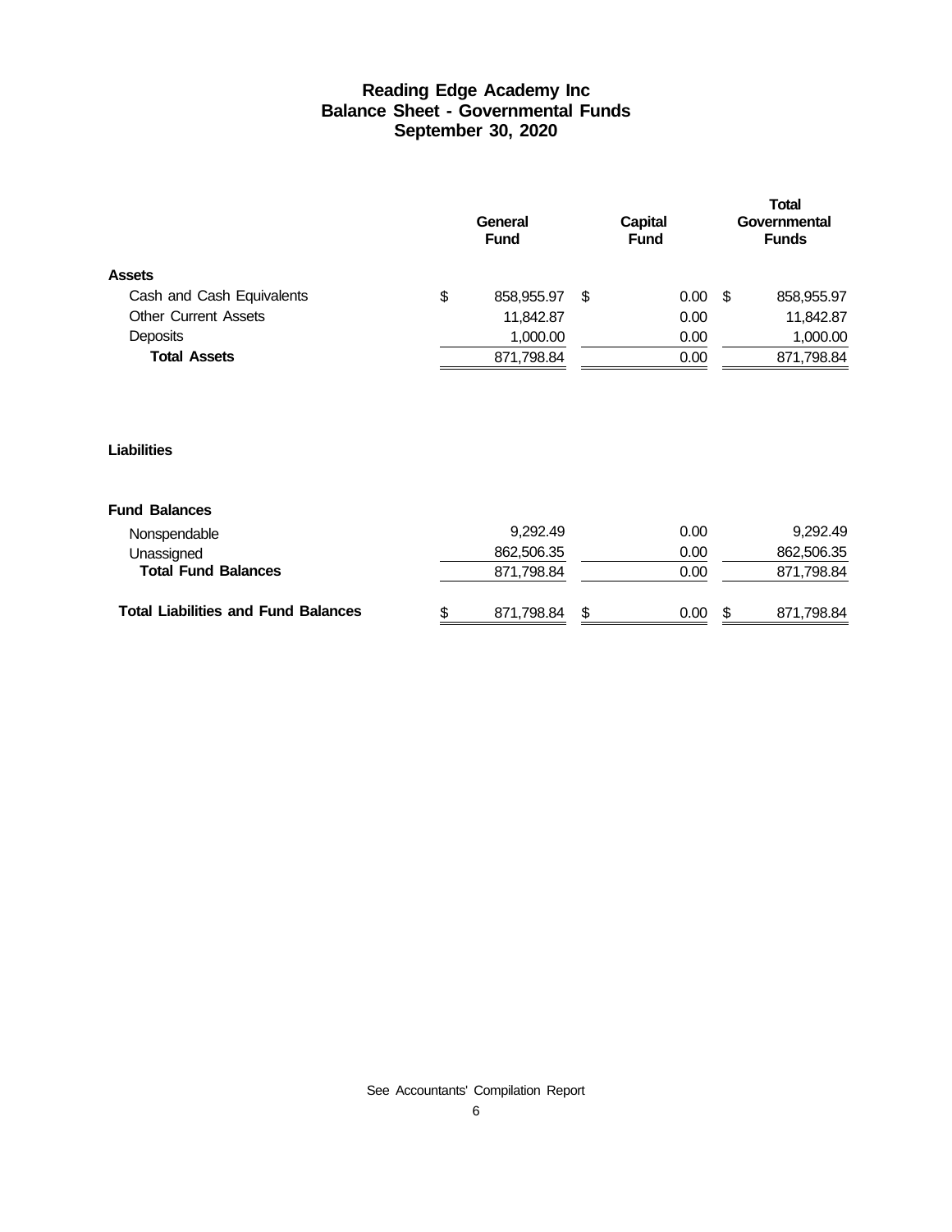# Reading Edge Academy Inc
## Balance Sheet - Governmental Funds
## September 30, 2020

| | General Fund | Capital Fund | Total Governmental Funds |
|---|---|---|---|
| **Assets** | | | |
| Cash and Cash Equivalents | $ 858,955.97 | $ 0.00 | $ 858,955.97 |
| Other Current Assets | 11,842.87 | 0.00 | 11,842.87 |
| Deposits | 1,000.00 | 0.00 | 1,000.00 |
| **Total Assets** | 871,798.84 | 0.00 | 871,798.84 |
| | | | |
| **Liabilities** | | | |
| | | | |
| **Fund Balances** | | | |
| Nonspendable | 9,292.49 | 0.00 | 9,292.49 |
| Unassigned | 862,506.35 | 0.00 | 862,506.35 |
| **Total Fund Balances** | 871,798.84 | 0.00 | 871,798.84 |
| | | | |
| **Total Liabilities and Fund Balances** | $ 871,798.84 | $ 0.00 | $ 871,798.84 |

See Accountants' Compilation Report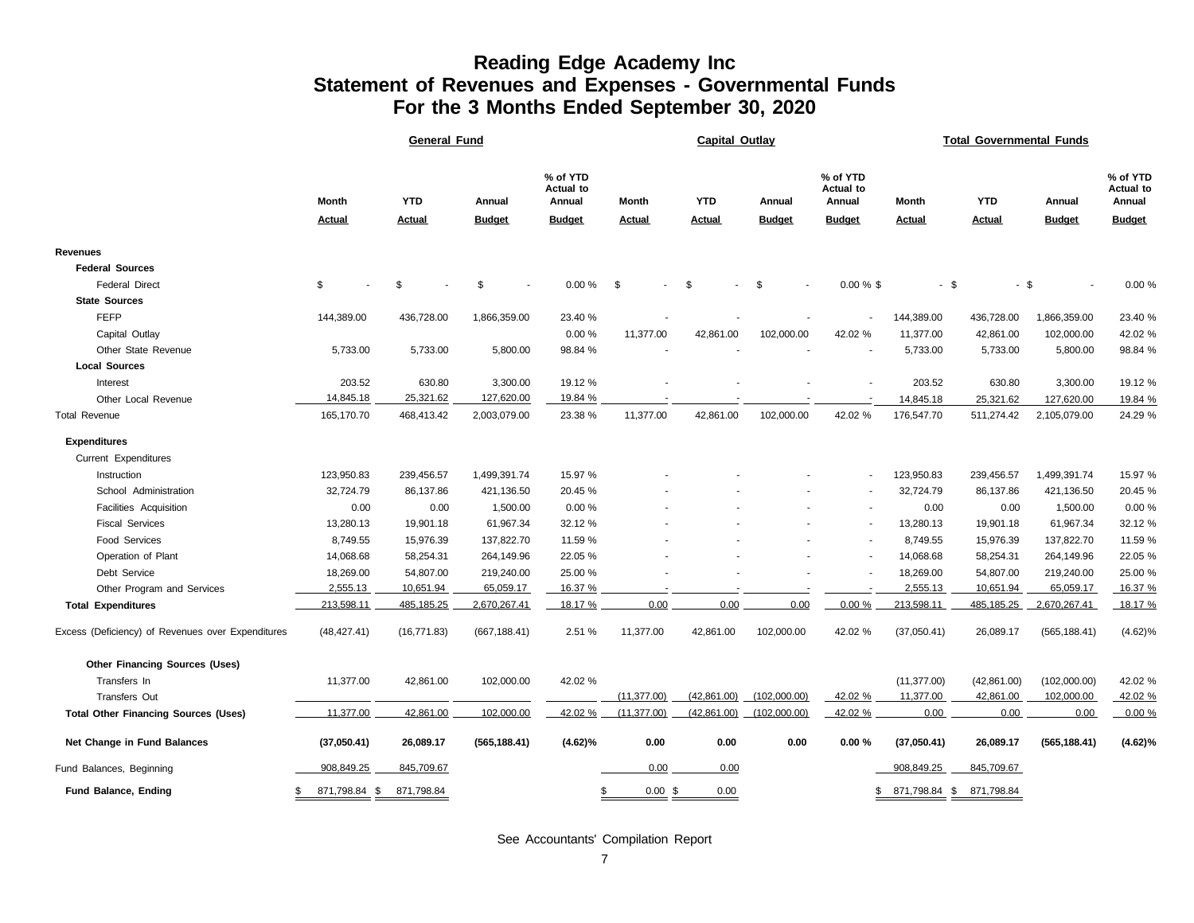# Reading Edge Academy Inc
## Statement of Revenues and Expenses - Governmental Funds
### For the 3 Months Ended September 30, 2020

| | General Fund | | | | Capital Outlay | | | | Total Governmental Funds | | | |
|---|---|---|---|---|---|---|---|---|---|---|---|---|
| | Month Actual | YTD Actual | Annual Budget | % of YTD Actual to Annual Budget | Month Actual | YTD Actual | Annual Budget | % of YTD Actual to Annual Budget | Month Actual | YTD Actual | Annual Budget | % of YTD Actual to Annual Budget |
| **Revenues** | | | | | | | | | | | | |
| **Federal Sources** | | | | | | | | | | | | |
| Federal Direct | $ - | $ - | $ - | 0.00 % | $ - | $ - | $ - | 0.00 % | $ - | $ - | $ - | 0.00 % |
| **State Sources** | | | | | | | | | | | | |
| FEFP | 144,389.00 | 436,728.00 | 1,866,359.00 | 23.40 % | - | - | - | - | 144,389.00 | 436,728.00 | 1,866,359.00 | 23.40 % |
| Capital Outlay | | | | 0.00 % | 11,377.00 | 42,861.00 | 102,000.00 | 42.02 % | 11,377.00 | 42,861.00 | 102,000.00 | 42.02 % |
| Other State Revenue | 5,733.00 | 5,733.00 | 5,800.00 | 98.84 % | - | - | - | - | 5,733.00 | 5,733.00 | 5,800.00 | 98.84 % |
| **Local Sources** | | | | | | | | | | | | |
| Interest | 203.52 | 630.80 | 3,300.00 | 19.12 % | - | - | - | - | 203.52 | 630.80 | 3,300.00 | 19.12 % |
| Other Local Revenue | 14,845.18 | 25,321.62 | 127,620.00 | 19.84 % | - | - | - | - | 14,845.18 | 25,321.62 | 127,620.00 | 19.84 % |
| Total Revenue | 165,170.70 | 468,413.42 | 2,003,079.00 | 23.38 % | 11,377.00 | 42,861.00 | 102,000.00 | 42.02 % | 176,547.70 | 511,274.42 | 2,105,079.00 | 24.29 % |
| **Expenditures** | | | | | | | | | | | | |
| Current Expenditures | | | | | | | | | | | | |
| Instruction | 123,950.83 | 239,456.57 | 1,499,391.74 | 15.97 % | - | - | - | - | 123,950.83 | 239,456.57 | 1,499,391.74 | 15.97 % |
| School Administration | 32,724.79 | 86,137.86 | 421,136.50 | 20.45 % | - | - | - | - | 32,724.79 | 86,137.86 | 421,136.50 | 20.45 % |
| Facilities Acquisition | 0.00 | 0.00 | 1,500.00 | 0.00 % | - | - | - | - | 0.00 | 0.00 | 1,500.00 | 0.00 % |
| Fiscal Services | 13,280.13 | 19,901.18 | 61,967.34 | 32.12 % | - | - | - | - | 13,280.13 | 19,901.18 | 61,967.34 | 32.12 % |
| Food Services | 8,749.55 | 15,976.39 | 137,822.70 | 11.59 % | - | - | - | - | 8,749.55 | 15,976.39 | 137,822.70 | 11.59 % |
| Operation of Plant | 14,068.68 | 58,254.31 | 264,149.96 | 22.05 % | - | - | - | - | 14,068.68 | 58,254.31 | 264,149.96 | 22.05 % |
| Debt Service | 18,269.00 | 54,807.00 | 219,240.00 | 25.00 % | - | - | - | - | 18,269.00 | 54,807.00 | 219,240.00 | 25.00 % |
| Other Program and Services | 2,555.13 | 10,651.94 | 65,059.17 | 16.37 % | - | - | - | - | 2,555.13 | 10,651.94 | 65,059.17 | 16.37 % |
| **Total Expenditures** | 213,598.11 | 485,185.25 | 2,670,267.41 | 18.17 % | 0.00 | 0.00 | 0.00 | 0.00 % | 213,598.11 | 485,185.25 | 2,670,267.41 | 18.17 % |
| Excess (Deficiency) of Revenues over Expenditures | (48,427.41) | (16,771.83) | (667,188.41) | 2.51 % | 11,377.00 | 42,861.00 | 102,000.00 | 42.02 % | (37,050.41) | 26,089.17 | (565,188.41) | (4.62)% |
| **Other Financing Sources (Uses)** | | | | | | | | | | | | |
| Transfers In | 11,377.00 | 42,861.00 | 102,000.00 | 42.02 % | | | | | (11,377.00) | (42,861.00) | (102,000.00) | 42.02 % |
| Transfers Out | | | | | (11,377.00) | (42,861.00) | (102,000.00) | 42.02 % | 11,377.00 | 42,861.00 | 102,000.00 | 42.02 % |
| **Total Other Financing Sources (Uses)** | 11,377.00 | 42,861.00 | 102,000.00 | 42.02 % | (11,377.00) | (42,861.00) | (102,000.00) | 42.02 % | 0.00 | 0.00 | 0.00 | 0.00 % |
| **Net Change in Fund Balances** | **(37,050.41)** | **26,089.17** | **(565,188.41)** | **(4.62)%** | **0.00** | **0.00** | **0.00** | **0.00 %** | **(37,050.41)** | **26,089.17** | **(565,188.41)** | **(4.62)%** |
| Fund Balances, Beginning | 908,849.25 | 845,709.67 | | | 0.00 | 0.00 | | | 908,849.25 | 845,709.67 | | |
| **Fund Balance, Ending** | $ 871,798.84 | $ 871,798.84 | | | $ 0.00 | $ 0.00 | | | $ 871,798.84 | $ 871,798.84 | | |

See Accountants' Compilation Report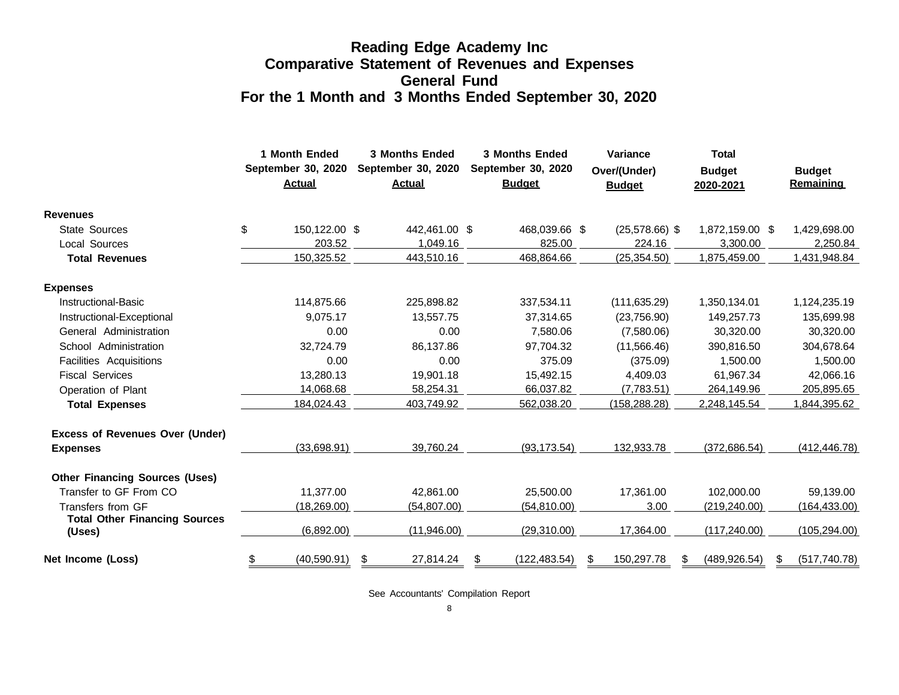# Reading Edge Academy Inc
## Comparative Statement of Revenues and Expenses
## General Fund
## For the 1 Month and 3 Months Ended September 30, 2020

| | 1 Month Ended September 30, 2020 Actual | 3 Months Ended September 30, 2020 Actual | 3 Months Ended September 30, 2020 Budget | Variance Over/(Under) Budget | Total Budget 2020-2021 | Budget Remaining |
|---|---|---|---|---|---|---|
| **Revenues** | | | | | | |
| State Sources | $ 150,122.00 | $ 442,461.00 | $ 468,039.66 | $ (25,578.66) | $ 1,872,159.00 | $ 1,429,698.00 |
| Local Sources | 203.52 | 1,049.16 | 825.00 | 224.16 | 3,300.00 | 2,250.84 |
| **Total Revenues** | 150,325.52 | 443,510.16 | 468,864.66 | (25,354.50) | 1,875,459.00 | 1,431,948.84 |
| **Expenses** | | | | | | |
| Instructional-Basic | 114,875.66 | 225,898.82 | 337,534.11 | (111,635.29) | 1,350,134.01 | 1,124,235.19 |
| Instructional-Exceptional | 9,075.17 | 13,557.75 | 37,314.65 | (23,756.90) | 149,257.73 | 135,699.98 |
| General Administration | 0.00 | 0.00 | 7,580.06 | (7,580.06) | 30,320.00 | 30,320.00 |
| School Administration | 32,724.79 | 86,137.86 | 97,704.32 | (11,566.46) | 390,816.50 | 304,678.64 |
| Facilities Acquisitions | 0.00 | 0.00 | 375.09 | (375.09) | 1,500.00 | 1,500.00 |
| Fiscal Services | 13,280.13 | 19,901.18 | 15,492.15 | 4,409.03 | 61,967.34 | 42,066.16 |
| Operation of Plant | 14,068.68 | 58,254.31 | 66,037.82 | (7,783.51) | 264,149.96 | 205,895.65 |
| **Total Expenses** | 184,024.43 | 403,749.92 | 562,038.20 | (158,288.28) | 2,248,145.54 | 1,844,395.62 |
| **Excess of Revenues Over (Under) Expenses** | (33,698.91) | 39,760.24 | (93,173.54) | 132,933.78 | (372,686.54) | (412,446.78) |
| **Other Financing Sources (Uses)** | | | | | | |
| Transfer to GF From CO | 11,377.00 | 42,861.00 | 25,500.00 | 17,361.00 | 102,000.00 | 59,139.00 |
| Transfers from GF | (18,269.00) | (54,807.00) | (54,810.00) | 3.00 | (219,240.00) | (164,433.00) |
| **Total Other Financing Sources (Uses)** | (6,892.00) | (11,946.00) | (29,310.00) | 17,364.00 | (117,240.00) | (105,294.00) |
| **Net Income (Loss)** | $ (40,590.91) | $ 27,814.24 | $ (122,483.54) | $ 150,297.78 | $ (489,926.54) | $ (517,740.78) |

See Accountants' Compilation Report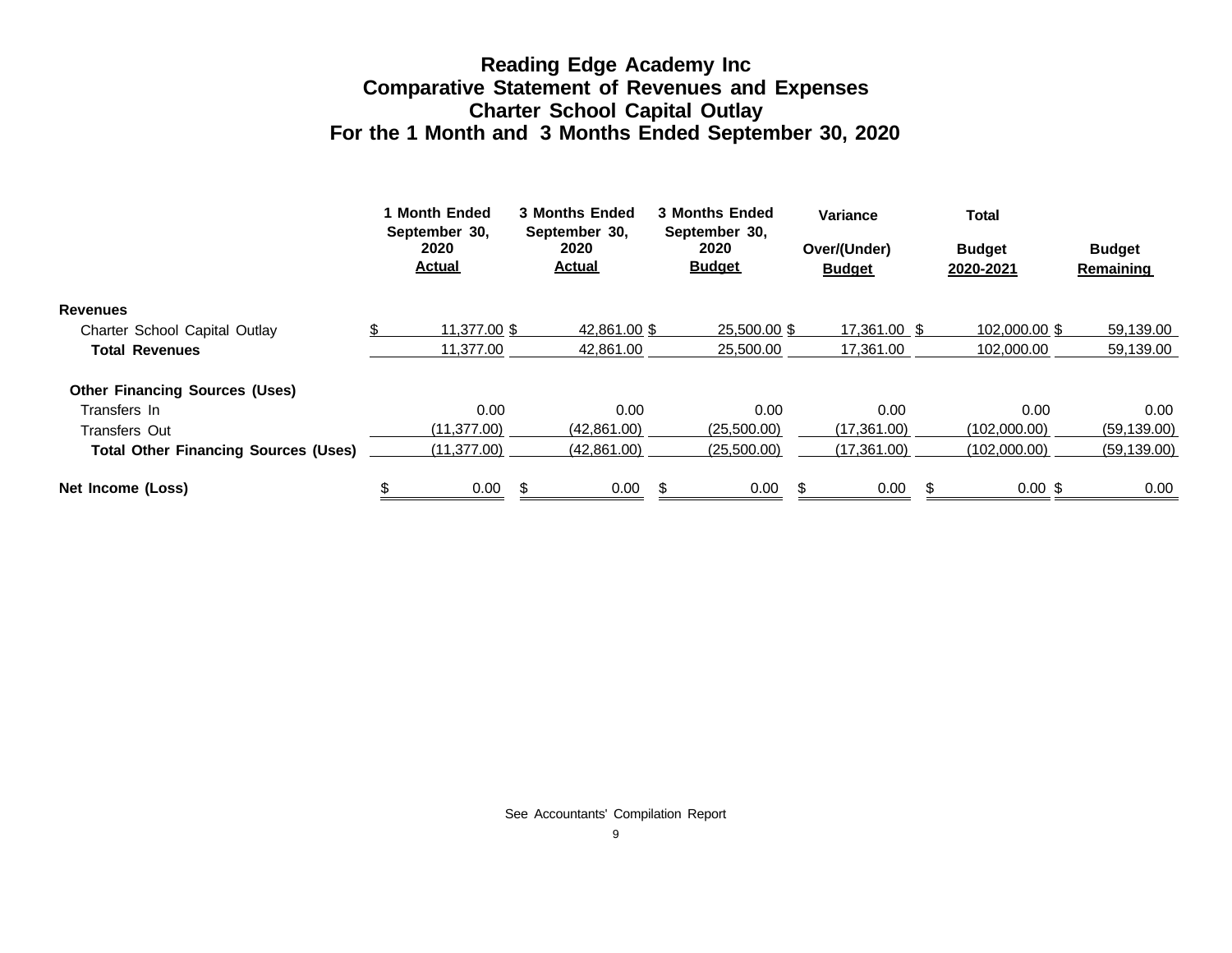# Reading Edge Academy Inc
## Comparative Statement of Revenues and Expenses
## Charter School Capital Outlay
## For the 1 Month and 3 Months Ended September 30, 2020

| | 1 Month Ended September 30, 2020 Actual | 3 Months Ended September 30, 2020 Actual | 3 Months Ended September 30, 2020 Budget | Variance Over/(Under) Budget | Total Budget 2020-2021 | Budget Remaining |
|---|---|---|---|---|---|---|
| **Revenues** | | | | | | |
| Charter School Capital Outlay | $ 11,377.00 | $ 42,861.00 | $ 25,500.00 | $ 17,361.00 | $ 102,000.00 | $ 59,139.00 |
| **Total Revenues** | 11,377.00 | 42,861.00 | 25,500.00 | 17,361.00 | 102,000.00 | 59,139.00 |
| **Other Financing Sources (Uses)** | | | | | | |
| Transfers In | 0.00 | 0.00 | 0.00 | 0.00 | 0.00 | 0.00 |
| Transfers Out | (11,377.00) | (42,861.00) | (25,500.00) | (17,361.00) | (102,000.00) | (59,139.00) |
| **Total Other Financing Sources (Uses)** | (11,377.00) | (42,861.00) | (25,500.00) | (17,361.00) | (102,000.00) | (59,139.00) |
| **Net Income (Loss)** | $ 0.00 | $ 0.00 | $ 0.00 | $ 0.00 | $ 0.00 | $ 0.00 |

See Accountants' Compilation Report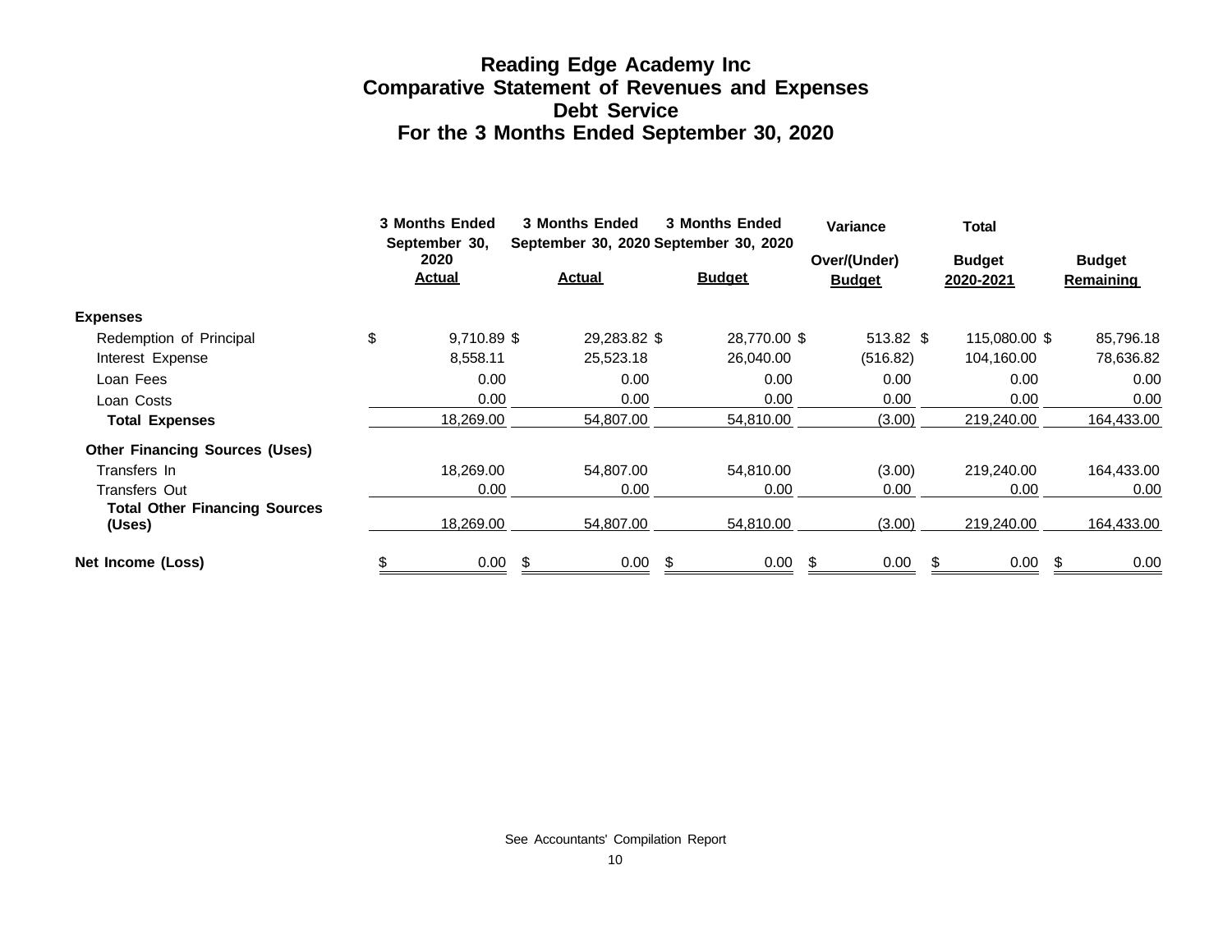# Reading Edge Academy Inc
## Comparative Statement of Revenues and Expenses
## Debt Service
## For the 3 Months Ended September 30, 2020

| | 3 Months Ended September 30, 2020 Actual | 3 Months Ended September 30, 2020 Actual | 3 Months Ended September 30, 2020 Budget | Variance Over/(Under) Budget | Total Budget 2020-2021 | Budget Remaining |
|---|---|---|---|---|---|---|
| **Expenses** | | | | | | |
| Redemption of Principal | $ 9,710.89 | $ 29,283.82 | $ 28,770.00 | $ 513.82 | $ 115,080.00 | $ 85,796.18 |
| Interest Expense | 8,558.11 | 25,523.18 | 26,040.00 | (516.82) | 104,160.00 | 78,636.82 |
| Loan Fees | 0.00 | 0.00 | 0.00 | 0.00 | 0.00 | 0.00 |
| Loan Costs | 0.00 | 0.00 | 0.00 | 0.00 | 0.00 | 0.00 |
| **Total Expenses** | 18,269.00 | 54,807.00 | 54,810.00 | (3.00) | 219,240.00 | 164,433.00 |
| **Other Financing Sources (Uses)** | | | | | | |
| Transfers In | 18,269.00 | 54,807.00 | 54,810.00 | (3.00) | 219,240.00 | 164,433.00 |
| Transfers Out | 0.00 | 0.00 | 0.00 | 0.00 | 0.00 | 0.00 |
| **Total Other Financing Sources (Uses)** | 18,269.00 | 54,807.00 | 54,810.00 | (3.00) | 219,240.00 | 164,433.00 |
| **Net Income (Loss)** | $ 0.00 | $ 0.00 | $ 0.00 | $ 0.00 | $ 0.00 | $ 0.00 |

See Accountants' Compilation Report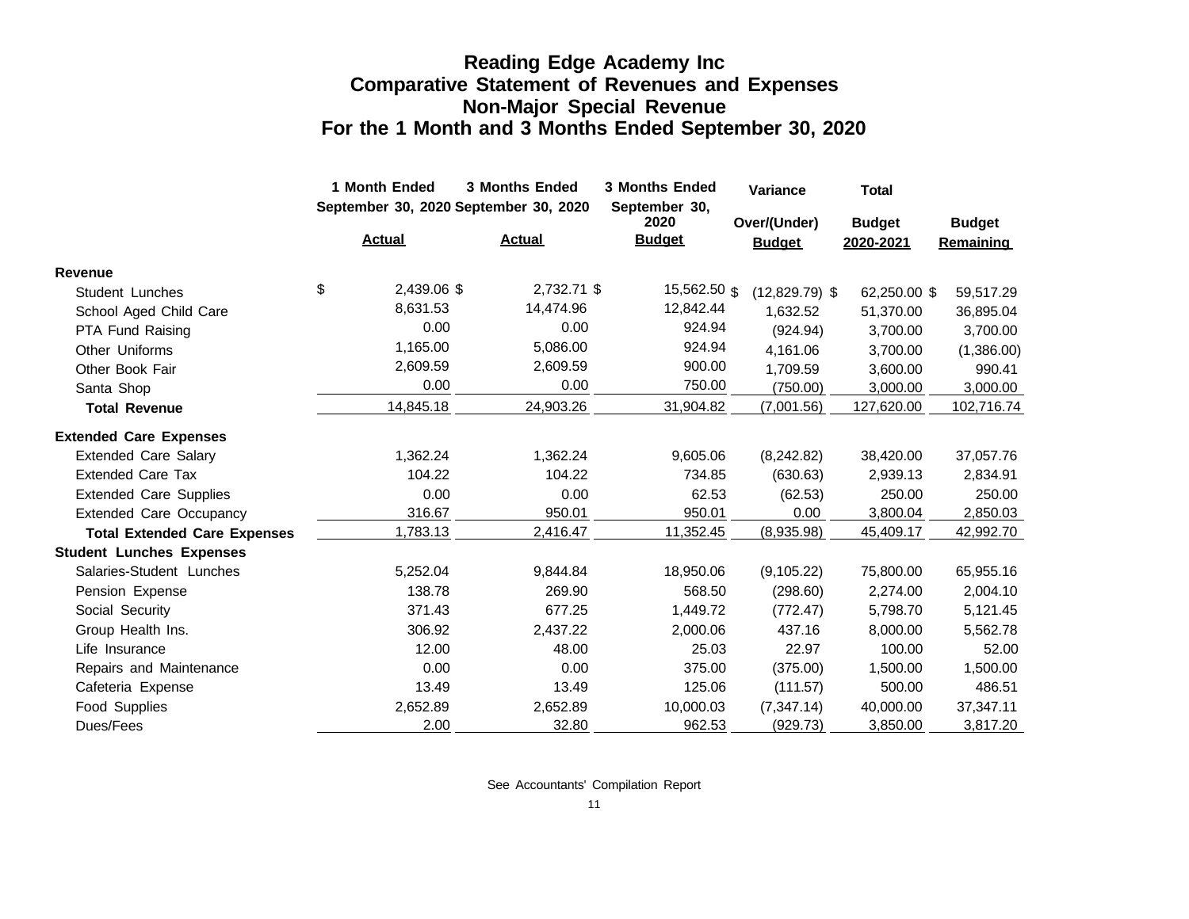# Reading Edge Academy Inc
## Comparative Statement of Revenues and Expenses
## Non-Major Special Revenue
## For the 1 Month and 3 Months Ended September 30, 2020

| | 1 Month Ended September 30, 2020 | 3 Months Ended September 30, 2020 | 3 Months Ended September 30, 2020 | Variance | Total | |
|---|---|---|---|---|---|---|
| | **Actual** | **Actual** | **Budget** | **Over/(Under) Budget** | **Budget 2020-2021** | **Budget Remaining** |
| **Revenue** | | | | | | |
| Student Lunches | $ 2,439.06 | $ 2,732.71 | $ 15,562.50 | $ (12,829.79) | $ 62,250.00 | $ 59,517.29 |
| School Aged Child Care | 8,631.53 | 14,474.96 | 12,842.44 | 1,632.52 | 51,370.00 | 36,895.04 |
| PTA Fund Raising | 0.00 | 0.00 | 924.94 | (924.94) | 3,700.00 | 3,700.00 |
| Other Uniforms | 1,165.00 | 5,086.00 | 924.94 | 4,161.06 | 3,700.00 | (1,386.00) |
| Other Book Fair | 2,609.59 | 2,609.59 | 900.00 | 1,709.59 | 3,600.00 | 990.41 |
| Santa Shop | 0.00 | 0.00 | 750.00 | (750.00) | 3,000.00 | 3,000.00 |
| **Total Revenue** | 14,845.18 | 24,903.26 | 31,904.82 | (7,001.56) | 127,620.00 | 102,716.74 |
| **Extended Care Expenses** | | | | | | |
| Extended Care Salary | 1,362.24 | 1,362.24 | 9,605.06 | (8,242.82) | 38,420.00 | 37,057.76 |
| Extended Care Tax | 104.22 | 104.22 | 734.85 | (630.63) | 2,939.13 | 2,834.91 |
| Extended Care Supplies | 0.00 | 0.00 | 62.53 | (62.53) | 250.00 | 250.00 |
| Extended Care Occupancy | 316.67 | 950.01 | 950.01 | 0.00 | 3,800.04 | 2,850.03 |
| **Total Extended Care Expenses** | 1,783.13 | 2,416.47 | 11,352.45 | (8,935.98) | 45,409.17 | 42,992.70 |
| **Student Lunches Expenses** | | | | | | |
| Salaries-Student Lunches | 5,252.04 | 9,844.84 | 18,950.06 | (9,105.22) | 75,800.00 | 65,955.16 |
| Pension Expense | 138.78 | 269.90 | 568.50 | (298.60) | 2,274.00 | 2,004.10 |
| Social Security | 371.43 | 677.25 | 1,449.72 | (772.47) | 5,798.70 | 5,121.45 |
| Group Health Ins. | 306.92 | 2,437.22 | 2,000.06 | 437.16 | 8,000.00 | 5,562.78 |
| Life Insurance | 12.00 | 48.00 | 25.03 | 22.97 | 100.00 | 52.00 |
| Repairs and Maintenance | 0.00 | 0.00 | 375.00 | (375.00) | 1,500.00 | 1,500.00 |
| Cafeteria Expense | 13.49 | 13.49 | 125.06 | (111.57) | 500.00 | 486.51 |
| Food Supplies | 2,652.89 | 2,652.89 | 10,000.03 | (7,347.14) | 40,000.00 | 37,347.11 |
| Dues/Fees | 2.00 | 32.80 | 962.53 | (929.73) | 3,850.00 | 3,817.20 |

See Accountants' Compilation Report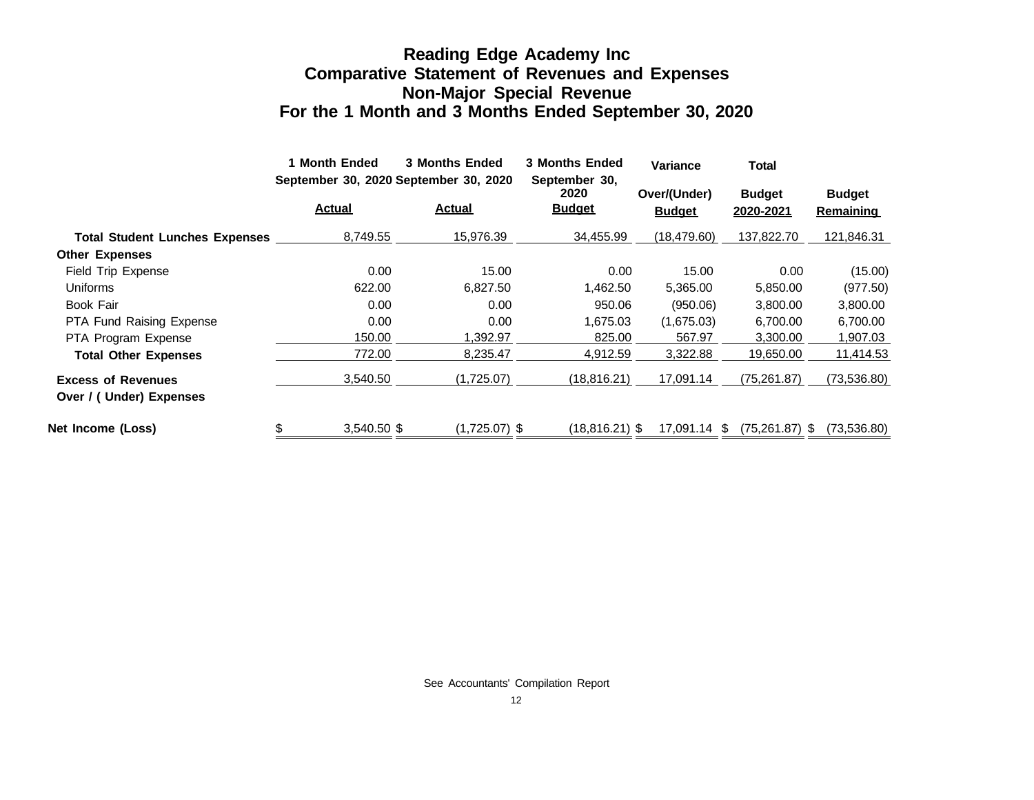# Reading Edge Academy Inc
## Comparative Statement of Revenues and Expenses
## Non-Major Special Revenue
## For the 1 Month and 3 Months Ended September 30, 2020

| | 1 Month Ended September 30, 2020 Actual | 3 Months Ended September 30, 2020 Actual | 3 Months Ended September 30, 2020 Budget | Variance Over/(Under) Budget | Total Budget 2020-2021 | Budget Remaining |
|---|---|---|---|---|---|---|
| **Total Student Lunches Expenses** | 8,749.55 | 15,976.39 | 34,455.99 | (18,479.60) | 137,822.70 | 121,846.31 |
| **Other Expenses** | | | | | | |
| Field Trip Expense | 0.00 | 15.00 | 0.00 | 15.00 | 0.00 | (15.00) |
| Uniforms | 622.00 | 6,827.50 | 1,462.50 | 5,365.00 | 5,850.00 | (977.50) |
| Book Fair | 0.00 | 0.00 | 950.06 | (950.06) | 3,800.00 | 3,800.00 |
| PTA Fund Raising Expense | 0.00 | 0.00 | 1,675.03 | (1,675.03) | 6,700.00 | 6,700.00 |
| PTA Program Expense | 150.00 | 1,392.97 | 825.00 | 567.97 | 3,300.00 | 1,907.03 |
| **Total Other Expenses** | 772.00 | 8,235.47 | 4,912.59 | 3,322.88 | 19,650.00 | 11,414.53 |
| **Excess of Revenues Over / ( Under) Expenses** | 3,540.50 | (1,725.07) | (18,816.21) | 17,091.14 | (75,261.87) | (73,536.80) |
| **Net Income (Loss)** | $ 3,540.50 | $ (1,725.07) | $ (18,816.21) | $ 17,091.14 | $ (75,261.87) | $ (73,536.80) |

See Accountants' Compilation Report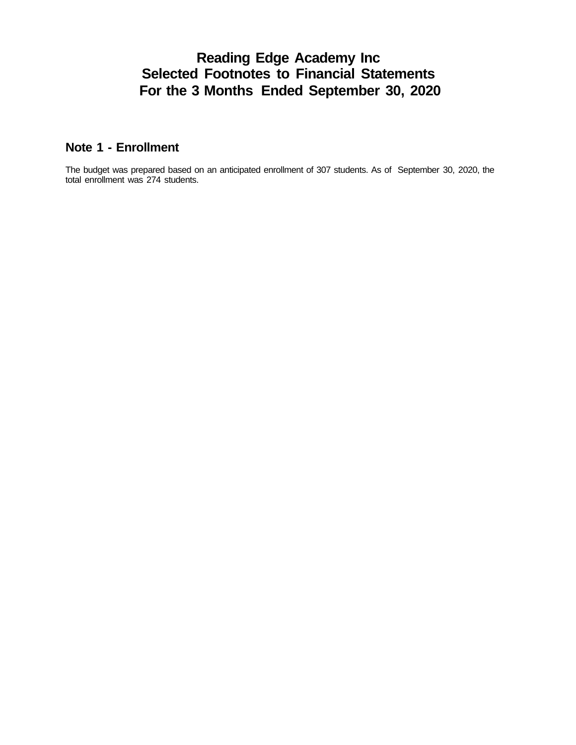# Reading Edge Academy Inc
# Selected Footnotes to Financial Statements
# For the 3 Months Ended September 30, 2020

## Note 1 - Enrollment

The budget was prepared based on an anticipated enrollment of 307 students. As of September 30, 2020, the total enrollment was 274 students.